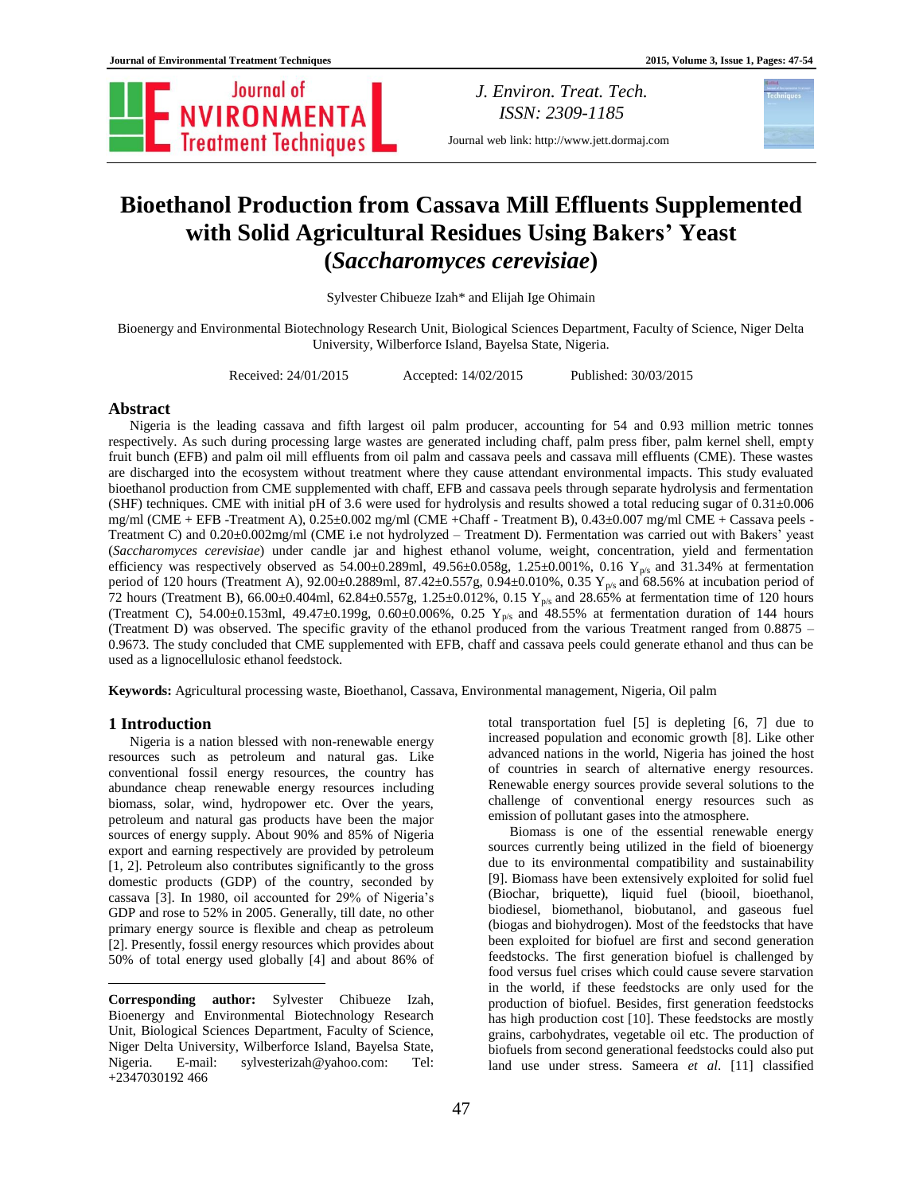# Bioethanol Production from Cassava Mill Effluents Supplemented with Solid Agricultural Residues Using Bakers' Yeast (*Saccharomyces cerevisiae*)

Sylvester Chibueze Izah* and Elijah Ige Ohimain

Bioenergy and Environmental Biotechnology Research Unit, Biological Sciences Department, Faculty of Science, Niger Delta University, Wilberforce Island, Bayelsa State, Nigeria.

Received: 24/01/2015 Accepted: 14/02/2015 Published: 30/03/2015

## Abstract

Nigeria is the leading cassava and fifth largest oil palm producer, accounting for 54 and 0.93 million metric tonnes respectively. As such during processing large wastes are generated including chaff, palm press fiber, palm kernel shell, empty fruit bunch (EFB) and palm oil mill effluents from oil palm and cassava peels and cassava mill effluents (CME). These wastes are discharged into the ecosystem without treatment where they cause attendant environmental impacts. This study evaluated bioethanol production from CME supplemented with chaff, EFB and cassava peels through separate hydrolysis and fermentation (SHF) techniques. CME with initial pH of 3.6 were used for hydrolysis and results showed a total reducing sugar of 0.31±0.006 mg/ml (CME + EFB -Treatment A), 0.25±0.002 mg/ml (CME +Chaff - Treatment B), 0.43±0.007 mg/ml CME + Cassava peels - Treatment C) and 0.20±0.002mg/ml (CME i.e not hydrolyzed – Treatment D). Fermentation was carried out with Bakers' yeast (*Saccharomyces cerevisiae*) under candle jar and highest ethanol volume, weight, concentration, yield and fermentation efficiency was respectively observed as 54.00±0.289ml, 49.56±0.058g, 1.25±0.001%, 0.16 $Y_{p/s}$ and 31.34% at fermentation period of 120 hours (Treatment A), 92.00±0.2889ml, 87.42±0.557g, 0.94±0.010%, 0.35 $Y_{p/s}$ and 68.56% at incubation period of 72 hours (Treatment B), 66.00±0.404ml, 62.84±0.557g, 1.25±0.012%, 0.15 $Y_{p/s}$ and 28.65% at fermentation time of 120 hours (Treatment C), 54.00±0.153ml, 49.47±0.199g, 0.60±0.006%, 0.25 $Y_{p/s}$ and 48.55% at fermentation duration of 144 hours (Treatment D) was observed. The specific gravity of the ethanol produced from the various Treatment ranged from 0.8875 – 0.9673. The study concluded that CME supplemented with EFB, chaff and cassava peels could generate ethanol and thus can be used as a lignocellulosic ethanol feedstock.

**Keywords:** Agricultural processing waste, Bioethanol, Cassava, Environmental management, Nigeria, Oil palm

## 1 Introduction

Nigeria is a nation blessed with non-renewable energy resources such as petroleum and natural gas. Like conventional fossil energy resources, the country has abundance cheap renewable energy resources including biomass, solar, wind, hydropower etc. Over the years, petroleum and natural gas products have been the major sources of energy supply. About 90% and 85% of Nigeria export and earning respectively are provided by petroleum [1, 2]. Petroleum also contributes significantly to the gross domestic products (GDP) of the country, seconded by cassava [3]. In 1980, oil accounted for 29% of Nigeria's GDP and rose to 52% in 2005. Generally, till date, no other primary energy source is flexible and cheap as petroleum [2]. Presently, fossil energy resources which provides about 50% of total energy used globally [4] and about 86% of total transportation fuel [5] is depleting [6, 7] due to increased population and economic growth [8]. Like other advanced nations in the world, Nigeria has joined the host of countries in search of alternative energy resources. Renewable energy sources provide several solutions to the challenge of conventional energy resources such as emission of pollutant gases into the atmosphere.

Biomass is one of the essential renewable energy sources currently being utilized in the field of bioenergy due to its environmental compatibility and sustainability [9]. Biomass have been extensively exploited for solid fuel (Biochar, briquette), liquid fuel (biooil, bioethanol, biodiesel, biomethanol, biobutanol, and gaseous fuel (biogas and biohydrogen). Most of the feedstocks that have been exploited for biofuel are first and second generation feedstocks. The first generation biofuel is challenged by food versus fuel crises which could cause severe starvation in the world, if these feedstocks are only used for the production of biofuel. Besides, first generation feedstocks has high production cost [10]. These feedstocks are mostly grains, carbohydrates, vegetable oil etc. The production of biofuels from second generational feedstocks could also put land use under stress. Sameera *et al*. [11] classified

**Corresponding author:** Sylvester Chibueze Izah, Bioenergy and Environmental Biotechnology Research Unit, Biological Sciences Department, Faculty of Science, Niger Delta University, Wilberforce Island, Bayelsa State, Nigeria. E-mail: sylvesterizah@yahoo.com: Tel: +2347030192 466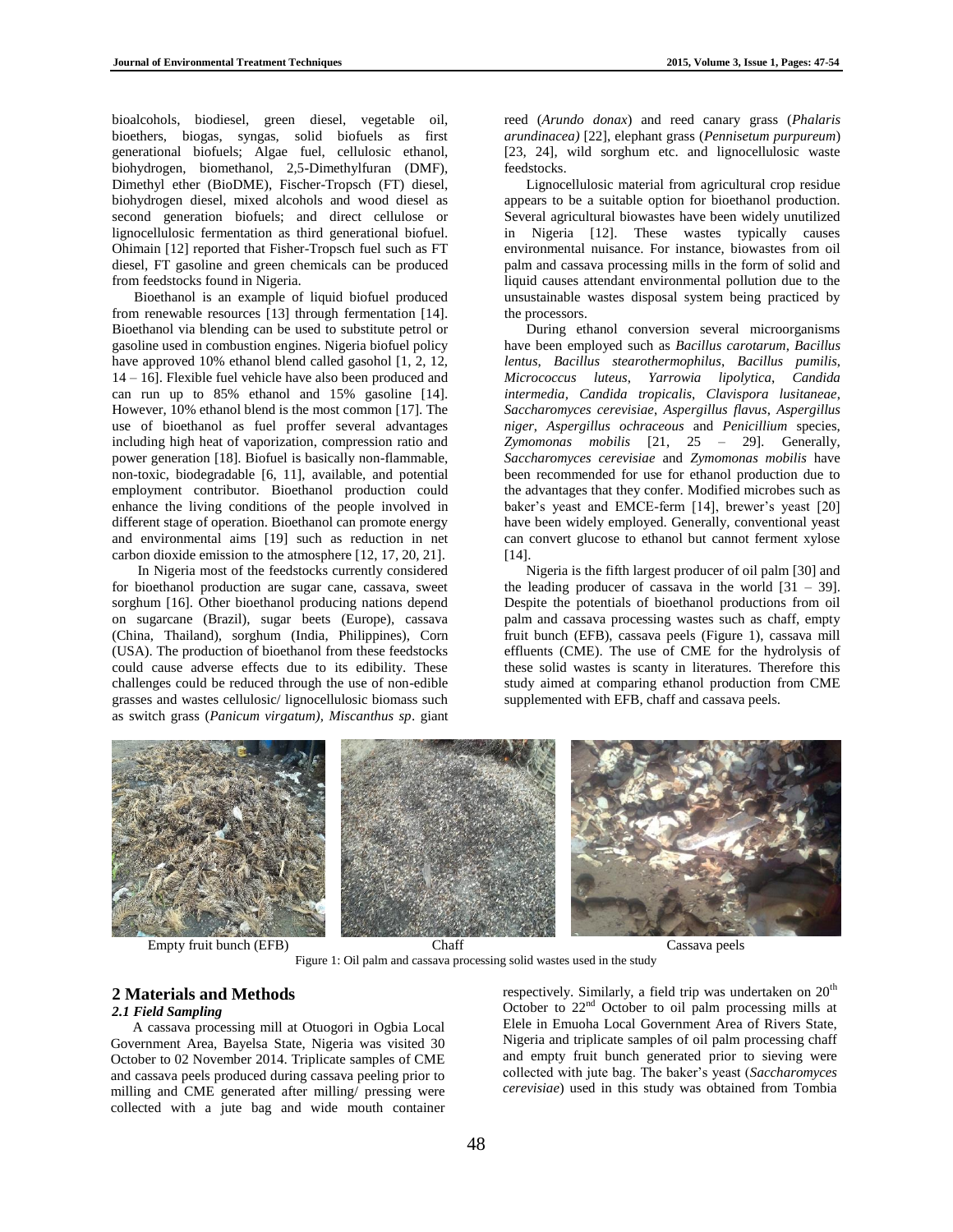bioalcohols, biodiesel, green diesel, vegetable oil, bioethers, biogas, syngas, solid biofuels as first generational biofuels; Algae fuel, cellulosic ethanol, biohydrogen, biomethanol, 2,5-Dimethylfuran (DMF), Dimethyl ether (BioDME), Fischer-Tropsch (FT) diesel, biohydrogen diesel, mixed alcohols and wood diesel as second generation biofuels; and direct cellulose or lignocellulosic fermentation as third generational biofuel. Ohimain [12] reported that Fisher-Tropsch fuel such as FT diesel, FT gasoline and green chemicals can be produced from feedstocks found in Nigeria.

Bioethanol is an example of liquid biofuel produced from renewable resources [13] through fermentation [14]. Bioethanol via blending can be used to substitute petrol or gasoline used in combustion engines. Nigeria biofuel policy have approved 10% ethanol blend called gasohol [1, 2, 12, 14 – 16]. Flexible fuel vehicle have also been produced and can run up to 85% ethanol and 15% gasoline [14]. However, 10% ethanol blend is the most common [17]. The use of bioethanol as fuel proffer several advantages including high heat of vaporization, compression ratio and power generation [18]. Biofuel is basically non-flammable, non-toxic, biodegradable [6, 11], available, and potential employment contributor. Bioethanol production could enhance the living conditions of the people involved in different stage of operation. Bioethanol can promote energy and environmental aims [19] such as reduction in net carbon dioxide emission to the atmosphere [12, 17, 20, 21].

In Nigeria most of the feedstocks currently considered for bioethanol production are sugar cane, cassava, sweet sorghum [16]. Other bioethanol producing nations depend on sugarcane (Brazil), sugar beets (Europe), cassava (China, Thailand), sorghum (India, Philippines), Corn (USA). The production of bioethanol from these feedstocks could cause adverse effects due to its edibility. These challenges could be reduced through the use of non-edible grasses and wastes cellulosic/ lignocellulosic biomass such as switch grass (*Panicum virgatum)*, *Miscanthus sp*. giant reed (*Arundo donax*) and reed canary grass (*Phalaris arundinacea)* [22], elephant grass (*Pennisetum purpureum*) [23, 24], wild sorghum etc. and lignocellulosic waste feedstocks.

Lignocellulosic material from agricultural crop residue appears to be a suitable option for bioethanol production. Several agricultural biowastes have been widely unutilized in Nigeria [12]. These wastes typically causes environmental nuisance. For instance, biowastes from oil palm and cassava processing mills in the form of solid and liquid causes attendant environmental pollution due to the unsustainable wastes disposal system being practiced by the processors.

During ethanol conversion several microorganisms have been employed such as *Bacillus carotarum*, *Bacillus lentus*, *Bacillus stearothermophilus*, *Bacillus pumilis*, *Micrococcus luteus*, *Yarrowia lipolytica*, *Candida intermedia*, *Candida tropicalis*, *Clavispora lusitaneae*, *Saccharomyces cerevisiae*, *Aspergillus flavus*, *Aspergillus niger*, *Aspergillus ochraceous* and *Penicillium* species, *Zymomonas mobilis* [21, 25 – 29]. Generally, *Saccharomyces cerevisiae* and *Zymomonas mobilis* have been recommended for use for ethanol production due to the advantages that they confer. Modified microbes such as baker's yeast and EMCE-ferm [14], brewer's yeast [20] have been widely employed. Generally, conventional yeast can convert glucose to ethanol but cannot ferment xylose [14].

Nigeria is the fifth largest producer of oil palm [30] and the leading producer of cassava in the world [31 – 39]. Despite the potentials of bioethanol productions from oil palm and cassava processing wastes such as chaff, empty fruit bunch (EFB), cassava peels (Figure 1), cassava mill effluents (CME). The use of CME for the hydrolysis of these solid wastes is scanty in literatures. Therefore this study aimed at comparing ethanol production from CME supplemented with EFB, chaff and cassava peels.

Empty fruit bunch (EFB) Chaff Cassava peels

Figure 1: Oil palm and cassava processing solid wastes used in the study

## 2 Materials and Methods

### *2.1 Field Sampling*

A cassava processing mill at Otuogori in Ogbia Local Government Area, Bayelsa State, Nigeria was visited 30 October to 02 November 2014. Triplicate samples of CME and cassava peels produced during cassava peeling prior to milling and CME generated after milling/ pressing were collected with a jute bag and wide mouth container respectively. Similarly, a field trip was undertaken on 20th October to 22nd October to oil palm processing mills at Elele in Emuoha Local Government Area of Rivers State, Nigeria and triplicate samples of oil palm processing chaff and empty fruit bunch generated prior to sieving were collected with jute bag. The baker's yeast (*Saccharomyces cerevisiae*) used in this study was obtained from Tombia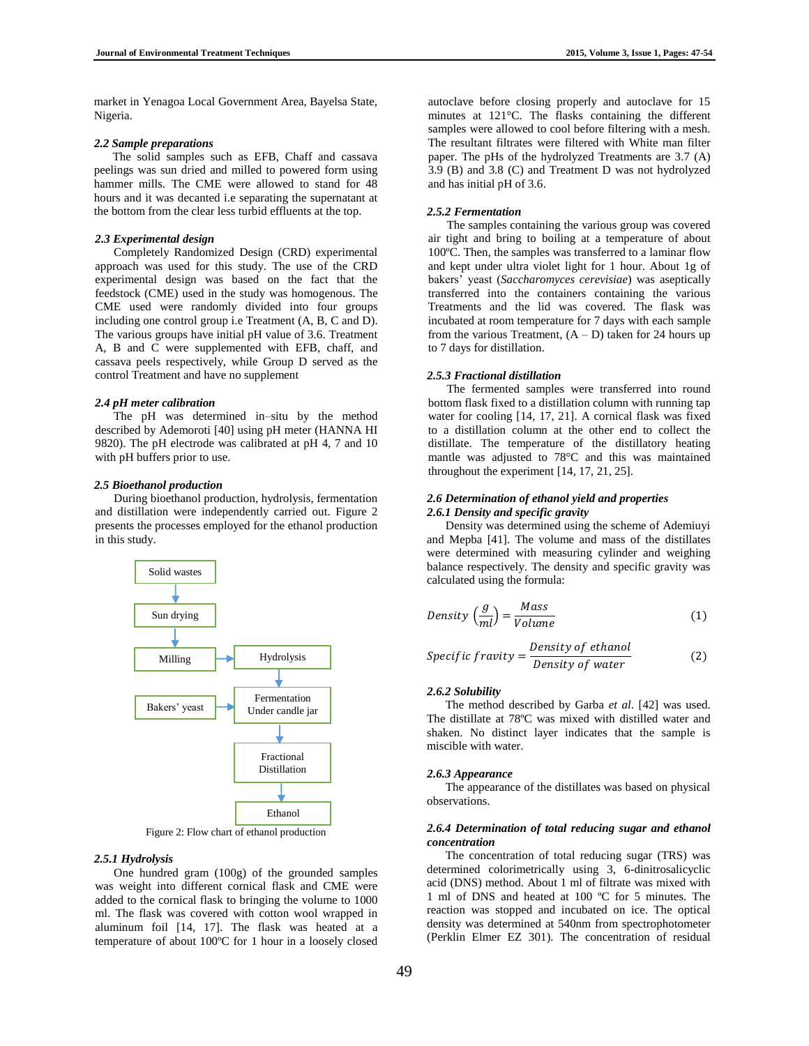market in Yenagoa Local Government Area, Bayelsa State, Nigeria.

### 2.2 Sample preparations

The solid samples such as EFB, Chaff and cassava peelings was sun dried and milled to powered form using hammer mills. The CME were allowed to stand for 48 hours and it was decanted i.e separating the supernatant at the bottom from the clear less turbid effluents at the top.

### 2.3 Experimental design

Completely Randomized Design (CRD) experimental approach was used for this study. The use of the CRD experimental design was based on the fact that the feedstock (CME) used in the study was homogenous. The CME used were randomly divided into four groups including one control group i.e Treatment (A, B, C and D). The various groups have initial pH value of 3.6. Treatment A, B and C were supplemented with EFB, chaff, and cassava peels respectively, while Group D served as the control Treatment and have no supplement

### 2.4 pH meter calibration

The pH was determined in–situ by the method described by Ademoroti [40] using pH meter (HANNA HI 9820). The pH electrode was calibrated at pH 4, 7 and 10 with pH buffers prior to use.

### 2.5 Bioethanol production

During bioethanol production, hydrolysis, fermentation and distillation were independently carried out. Figure 2 presents the processes employed for the ethanol production in this study.

Solid wastes → Sun drying → Milling → Hydrolysis → Fermentation Under candle jar (← Bakers' yeast) → Fractional Distillation → Ethanol

Figure 2: Flow chart of ethanol production

#### 2.5.1 Hydrolysis

One hundred gram (100g) of the grounded samples was weight into different cornical flask and CME were added to the cornical flask to bringing the volume to 1000 ml. The flask was covered with cotton wool wrapped in aluminum foil [14, 17]. The flask was heated at a temperature of about 100ºC for 1 hour in a loosely closed autoclave before closing properly and autoclave for 15 minutes at 121°C. The flasks containing the different samples were allowed to cool before filtering with a mesh. The resultant filtrates were filtered with White man filter paper. The pHs of the hydrolyzed Treatments are 3.7 (A) 3.9 (B) and 3.8 (C) and Treatment D was not hydrolyzed and has initial pH of 3.6.

#### 2.5.2 Fermentation

The samples containing the various group was covered air tight and bring to boiling at a temperature of about 100ºC. Then, the samples was transferred to a laminar flow and kept under ultra violet light for 1 hour. About 1g of bakers' yeast (*Saccharomyces cerevisiae*) was aseptically transferred into the containers containing the various Treatments and the lid was covered. The flask was incubated at room temperature for 7 days with each sample from the various Treatment, (A – D) taken for 24 hours up to 7 days for distillation.

#### 2.5.3 Fractional distillation

The fermented samples were transferred into round bottom flask fixed to a distillation column with running tap water for cooling [14, 17, 21]. A cornical flask was fixed to a distillation column at the other end to collect the distillate. The temperature of the distillatory heating mantle was adjusted to 78°C and this was maintained throughout the experiment [14, 17, 21, 25].

### 2.6 Determination of ethanol yield and properties

#### 2.6.1 Density and specific gravity

Density was determined using the scheme of Ademiuyi and Mepba [41]. The volume and mass of the distillates were determined with measuring cylinder and weighing balance respectively. The density and specific gravity was calculated using the formula:

$$Density\left(\frac{g}{ml}\right) = \frac{Mass}{Volume} \quad (1)$$

$$Specific\ fravity = \frac{Density\ of\ ethanol}{Density\ of\ water} \quad (2)$$

#### 2.6.2 Solubility

The method described by Garba *et al*. [42] was used. The distillate at 78ºC was mixed with distilled water and shaken. No distinct layer indicates that the sample is miscible with water.

#### 2.6.3 Appearance

The appearance of the distillates was based on physical observations.

#### 2.6.4 Determination of total reducing sugar and ethanol concentration

The concentration of total reducing sugar (TRS) was determined colorimetrically using 3, 6-dinitrosalicyclic acid (DNS) method. About 1 ml of filtrate was mixed with 1 ml of DNS and heated at 100 ºC for 5 minutes. The reaction was stopped and incubated on ice. The optical density was determined at 540nm from spectrophotometer (Perklin Elmer EZ 301). The concentration of residual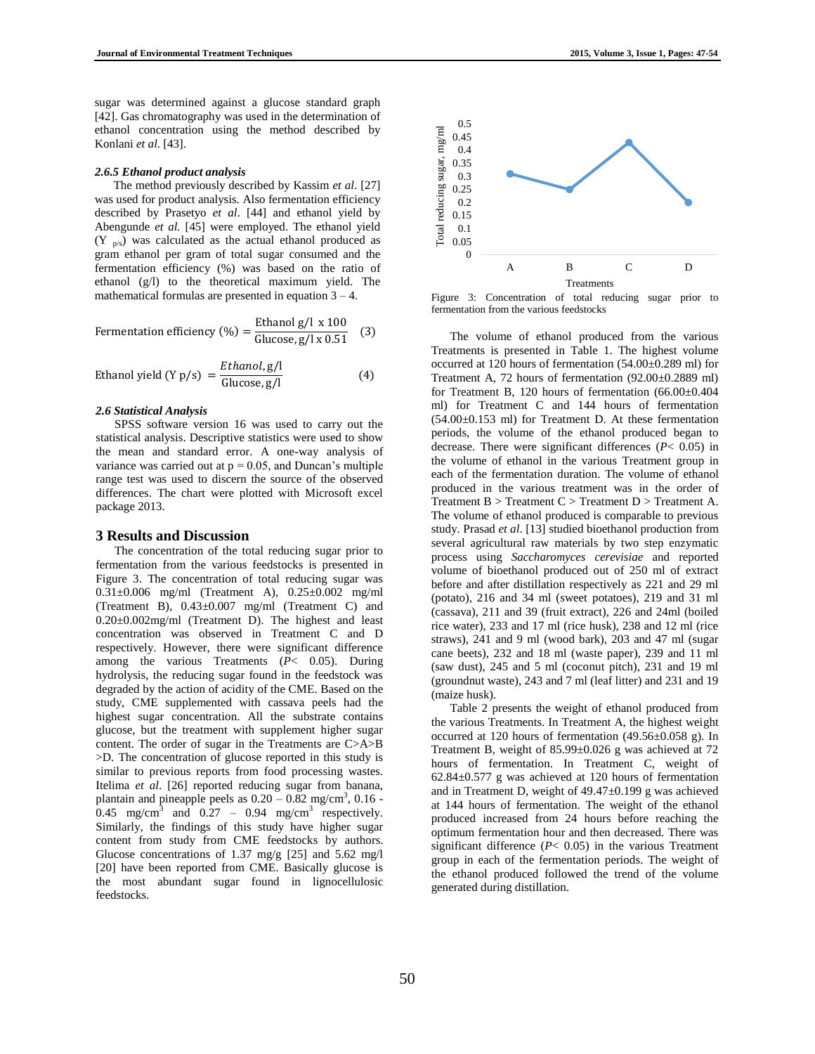sugar was determined against a glucose standard graph [42]. Gas chromatography was used in the determination of ethanol concentration using the method described by Konlani *et al.* [43].

#### *2.6.5 Ethanol product analysis*

The method previously described by Kassim *et al.* [27] was used for product analysis. Also fermentation efficiency described by Prasetyo *et al*. [44] and ethanol yield by Abengunde *et al.* [45] were employed. The ethanol yield ($Y_{p/s}$) was calculated as the actual ethanol produced as gram ethanol per gram of total sugar consumed and the fermentation efficiency (%) was based on the ratio of ethanol (g/l) to the theoretical maximum yield. The mathematical formulas are presented in equation 3 – 4.

$$\text{Fermentation efficiency (\%)} = \frac{\text{Ethanol g/l x 100}}{\text{Glucose, g/l x 0.51}} \quad (3)$$

$$\text{Ethanol yield (Y p/s)} = \frac{Ethanol,\text{g/l}}{\text{Glucose, g/l}} \quad (4)$$

#### *2.6 Statistical Analysis*

SPSS software version 16 was used to carry out the statistical analysis. Descriptive statistics were used to show the mean and standard error. A one-way analysis of variance was carried out at $p = 0.05$, and Duncan's multiple range test was used to discern the source of the observed differences. The chart were plotted with Microsoft excel package 2013.

## 3 Results and Discussion

The concentration of the total reducing sugar prior to fermentation from the various feedstocks is presented in Figure 3. The concentration of total reducing sugar was 0.31±0.006 mg/ml (Treatment A), 0.25±0.002 mg/ml (Treatment B), 0.43±0.007 mg/ml (Treatment C) and 0.20±0.002mg/ml (Treatment D). The highest and least concentration was observed in Treatment C and D respectively. However, there were significant difference among the various Treatments ($P< 0.05$). During hydrolysis, the reducing sugar found in the feedstock was degraded by the action of acidity of the CME. Based on the study, CME supplemented with cassava peels had the highest sugar concentration. All the substrate contains glucose, but the treatment with supplement higher sugar content. The order of sugar in the Treatments are C>A>B >D. The concentration of glucose reported in this study is similar to previous reports from food processing wastes. Itelima *et al*. [26] reported reducing sugar from banana, plantain and pineapple peels as 0.20 – 0.82 mg/cm$^3$, 0.16 - 0.45 mg/cm$^3$ and 0.27 – 0.94 mg/cm$^3$ respectively. Similarly, the findings of this study have higher sugar content from study from CME feedstocks by authors. Glucose concentrations of 1.37 mg/g [25] and 5.62 mg/l [20] have been reported from CME. Basically glucose is the most abundant sugar found in lignocellulosic feedstocks.

Figure 3: Concentration of total reducing sugar prior to fermentation from the various feedstocks

The volume of ethanol produced from the various Treatments is presented in Table 1. The highest volume occurred at 120 hours of fermentation (54.00±0.289 ml) for Treatment A, 72 hours of fermentation (92.00±0.2889 ml) for Treatment B, 120 hours of fermentation (66.00±0.404 ml) for Treatment C and 144 hours of fermentation (54.00±0.153 ml) for Treatment D. At these fermentation periods, the volume of the ethanol produced began to decrease. There were significant differences ($P< 0.05$) in the volume of ethanol in the various Treatment group in each of the fermentation duration. The volume of ethanol produced in the various treatment was in the order of Treatment B > Treatment C > Treatment D > Treatment A. The volume of ethanol produced is comparable to previous study. Prasad *et al*. [13] studied bioethanol production from several agricultural raw materials by two step enzymatic process using *Saccharomyces cerevisiae* and reported volume of bioethanol produced out of 250 ml of extract before and after distillation respectively as 221 and 29 ml (potato), 216 and 34 ml (sweet potatoes), 219 and 31 ml (cassava), 211 and 39 (fruit extract), 226 and 24ml (boiled rice water), 233 and 17 ml (rice husk), 238 and 12 ml (rice straws), 241 and 9 ml (wood bark), 203 and 47 ml (sugar cane beets), 232 and 18 ml (waste paper), 239 and 11 ml (saw dust), 245 and 5 ml (coconut pitch), 231 and 19 ml (groundnut waste), 243 and 7 ml (leaf litter) and 231 and 19 (maize husk).

Table 2 presents the weight of ethanol produced from the various Treatments. In Treatment A, the highest weight occurred at 120 hours of fermentation (49.56±0.058 g). In Treatment B, weight of 85.99±0.026 g was achieved at 72 hours of fermentation. In Treatment C, weight of 62.84±0.577 g was achieved at 120 hours of fermentation and in Treatment D, weight of 49.47±0.199 g was achieved at 144 hours of fermentation. The weight of the ethanol produced increased from 24 hours before reaching the optimum fermentation hour and then decreased. There was significant difference ($P< 0.05$) in the various Treatment group in each of the fermentation periods. The weight of the ethanol produced followed the trend of the volume generated during distillation.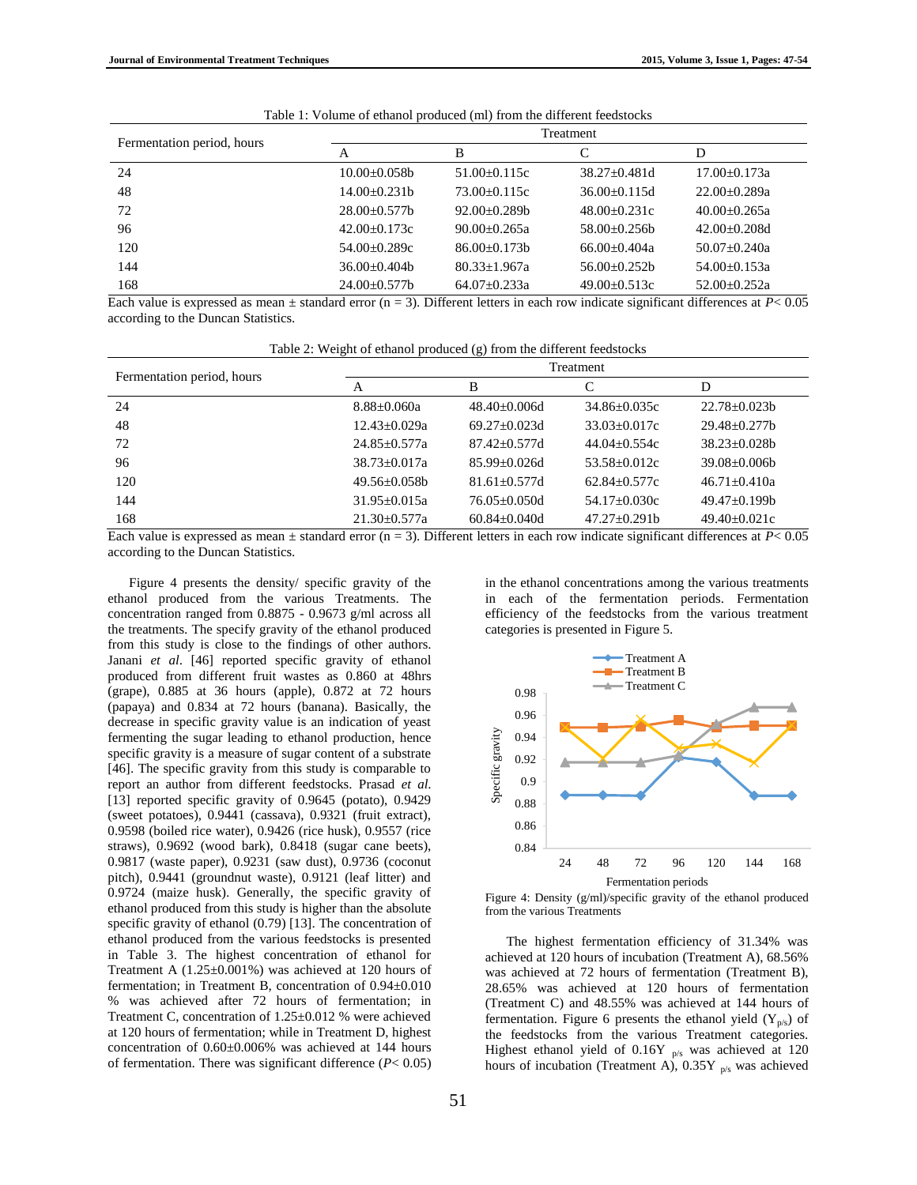Table 1: Volume of ethanol produced (ml) from the different feedstocks

| Fermentation period, hours | Treatment | | | |
|---|---|---|---|---|
| | A | B | C | D |
| 24 | 10.00±0.058b | 51.00±0.115c | 38.27±0.481d | 17.00±0.173a |
| 48 | 14.00±0.231b | 73.00±0.115c | 36.00±0.115d | 22.00±0.289a |
| 72 | 28.00±0.577b | 92.00±0.289b | 48.00±0.231c | 40.00±0.265a |
| 96 | 42.00±0.173c | 90.00±0.265a | 58.00±0.256b | 42.00±0.208d |
| 120 | 54.00±0.289c | 86.00±0.173b | 66.00±0.404a | 50.07±0.240a |
| 144 | 36.00±0.404b | 80.33±1.967a | 56.00±0.252b | 54.00±0.153a |
| 168 | 24.00±0.577b | 64.07±0.233a | 49.00±0.513c | 52.00±0.252a |

Each value is expressed as mean ± standard error (n = 3). Different letters in each row indicate significant differences at *P*< 0.05 according to the Duncan Statistics.

Table 2: Weight of ethanol produced (g) from the different feedstocks

| Fermentation period, hours | Treatment | | | |
|---|---|---|---|---|
| | A | B | C | D |
| 24 | 8.88±0.060a | 48.40±0.006d | 34.86±0.035c | 22.78±0.023b |
| 48 | 12.43±0.029a | 69.27±0.023d | 33.03±0.017c | 29.48±0.277b |
| 72 | 24.85±0.577a | 87.42±0.577d | 44.04±0.554c | 38.23±0.028b |
| 96 | 38.73±0.017a | 85.99±0.026d | 53.58±0.012c | 39.08±0.006b |
| 120 | 49.56±0.058b | 81.61±0.577d | 62.84±0.577c | 46.71±0.410a |
| 144 | 31.95±0.015a | 76.05±0.050d | 54.17±0.030c | 49.47±0.199b |
| 168 | 21.30±0.577a | 60.84±0.040d | 47.27±0.291b | 49.40±0.021c |

Each value is expressed as mean ± standard error (n = 3). Different letters in each row indicate significant differences at *P*< 0.05 according to the Duncan Statistics.

Figure 4 presents the density/ specific gravity of the ethanol produced from the various Treatments. The concentration ranged from 0.8875 - 0.9673 g/ml across all the treatments. The specify gravity of the ethanol produced from this study is close to the findings of other authors. Janani *et al.* [46] reported specific gravity of ethanol produced from different fruit wastes as 0.860 at 48hrs (grape), 0.885 at 36 hours (apple), 0.872 at 72 hours (papaya) and 0.834 at 72 hours (banana). Basically, the decrease in specific gravity value is an indication of yeast fermenting the sugar leading to ethanol production, hence specific gravity is a measure of sugar content of a substrate [46]. The specific gravity from this study is comparable to report an author from different feedstocks. Prasad *et al.* [13] reported specific gravity of 0.9645 (potato), 0.9429 (sweet potatoes), 0.9441 (cassava), 0.9321 (fruit extract), 0.9598 (boiled rice water), 0.9426 (rice husk), 0.9557 (rice straws), 0.9692 (wood bark), 0.8418 (sugar cane beets), 0.9817 (waste paper), 0.9231 (saw dust), 0.9736 (coconut pitch), 0.9441 (groundnut waste), 0.9121 (leaf litter) and 0.9724 (maize husk). Generally, the specific gravity of ethanol produced from this study is higher than the absolute specific gravity of ethanol (0.79) [13]. The concentration of ethanol produced from the various feedstocks is presented in Table 3. The highest concentration of ethanol for Treatment A (1.25±0.001%) was achieved at 120 hours of fermentation; in Treatment B, concentration of 0.94±0.010 % was achieved after 72 hours of fermentation; in Treatment C, concentration of 1.25±0.012 % were achieved at 120 hours of fermentation; while in Treatment D, highest concentration of 0.60±0.006% was achieved at 144 hours of fermentation. There was significant difference (*P*< 0.05) in the ethanol concentrations among the various treatments in each of the fermentation periods. Fermentation efficiency of the feedstocks from the various treatment categories is presented in Figure 5.

Figure 4: Density (g/ml)/specific gravity of the ethanol produced from the various Treatments

The highest fermentation efficiency of 31.34% was achieved at 120 hours of incubation (Treatment A), 68.56% was achieved at 72 hours of fermentation (Treatment B), 28.65% was achieved at 120 hours of fermentation (Treatment C) and 48.55% was achieved at 144 hours of fermentation. Figure 6 presents the ethanol yield ($Y_{p/s}$) of the feedstocks from the various Treatment categories. Highest ethanol yield of 0.16$Y_{p/s}$ was achieved at 120 hours of incubation (Treatment A), 0.35$Y_{p/s}$ was achieved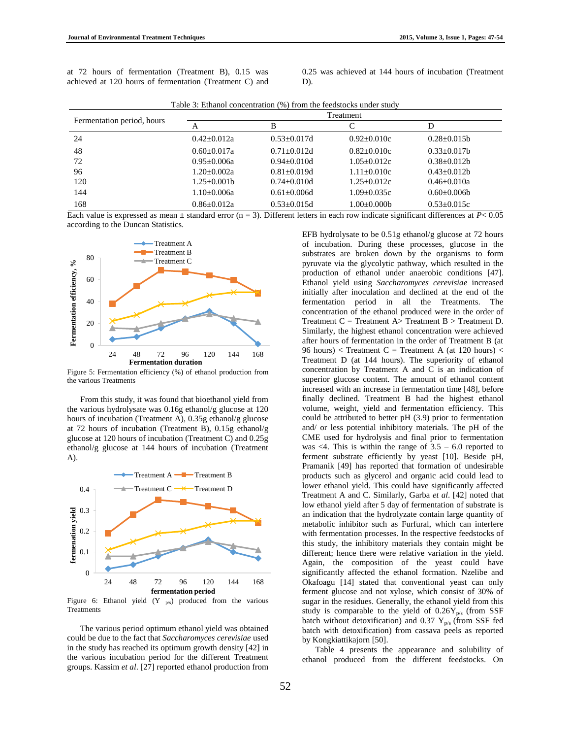at 72 hours of fermentation (Treatment B), 0.15 was achieved at 120 hours of fermentation (Treatment C) and 0.25 was achieved at 144 hours of incubation (Treatment D).

Table 3: Ethanol concentration (%) from the feedstocks under study

| Fermentation period, hours | Treatment | | | |
|---|---|---|---|---|
| | A | B | C | D |
| 24 | 0.42±0.012a | 0.53±0.017d | 0.92±0.010c | 0.28±0.015b |
| 48 | 0.60±0.017a | 0.71±0.012d | 0.82±0.010c | 0.33±0.017b |
| 72 | 0.95±0.006a | 0.94±0.010d | 1.05±0.012c | 0.38±0.012b |
| 96 | 1.20±0.002a | 0.81±0.019d | 1.11±0.010c | 0.43±0.012b |
| 120 | 1.25±0.001b | 0.74±0.010d | 1.25±0.012c | 0.46±0.010a |
| 144 | 1.10±0.006a | 0.61±0.006d | 1.09±0.035c | 0.60±0.006b |
| 168 | 0.86±0.012a | 0.53±0.015d | 1.00±0.000b | 0.53±0.015c |

Each value is expressed as mean ± standard error (n = 3). Different letters in each row indicate significant differences at $P < 0.05$ according to the Duncan Statistics.

Figure 5: Fermentation efficiency (%) of ethanol production from the various Treatments

From this study, it was found that bioethanol yield from the various hydrolysate was 0.16g ethanol/g glucose at 120 hours of incubation (Treatment A), 0.35g ethanol/g glucose at 72 hours of incubation (Treatment B), 0.15g ethanol/g glucose at 120 hours of incubation (Treatment C) and 0.25g ethanol/g glucose at 144 hours of incubation (Treatment A).

Figure 6: Ethanol yield ($Y_{p/s}$) produced from the various Treatments

The various period optimum ethanol yield was obtained could be due to the fact that *Saccharomyces cerevisiae* used in the study has reached its optimum growth density [42] in the various incubation period for the different Treatment groups. Kassim *et al*. [27] reported ethanol production from EFB hydrolysate to be 0.51g ethanol/g glucose at 72 hours of incubation. During these processes, glucose in the substrates are broken down by the organisms to form pyruvate via the glycolytic pathway, which resulted in the production of ethanol under anaerobic conditions [47]. Ethanol yield using *Saccharomyces cerevisiae* increased initially after inoculation and declined at the end of the fermentation period in all the Treatments. The concentration of the ethanol produced were in the order of Treatment C = Treatment A> Treatment B > Treatment D. Similarly, the highest ethanol concentration were achieved after hours of fermentation in the order of Treatment B (at 96 hours) < Treatment C = Treatment A (at 120 hours) < Treatment D (at 144 hours). The superiority of ethanol concentration by Treatment A and C is an indication of superior glucose content. The amount of ethanol content increased with an increase in fermentation time [48], before finally declined. Treatment B had the highest ethanol volume, weight, yield and fermentation efficiency. This could be attributed to better pH (3.9) prior to fermentation and/ or less potential inhibitory materials. The pH of the CME used for hydrolysis and final prior to fermentation was <4. This is within the range of 3.5 – 6.0 reported to ferment substrate efficiently by yeast [10]. Beside pH, Pramanik [49] has reported that formation of undesirable products such as glycerol and organic acid could lead to lower ethanol yield. This could have significantly affected Treatment A and C. Similarly, Garba *et al*. [42] noted that low ethanol yield after 5 day of fermentation of substrate is an indication that the hydrolyzate contain large quantity of metabolic inhibitor such as Furfural, which can interfere with fermentation processes. In the respective feedstocks of this study, the inhibitory materials they contain might be different; hence there were relative variation in the yield. Again, the composition of the yeast could have significantly affected the ethanol formation. Nzelibe and Okafoagu [14] stated that conventional yeast can only ferment glucose and not xylose, which consist of 30% of sugar in the residues. Generally, the ethanol yield from this study is comparable to the yield of 0.26$Y_{p/s}$ (from SSF batch without detoxification) and 0.37 $Y_{p/s}$ (from SSF fed batch with detoxification) from cassava peels as reported by Kongkiattikajorn [50].

Table 4 presents the appearance and solubility of ethanol produced from the different feedstocks. On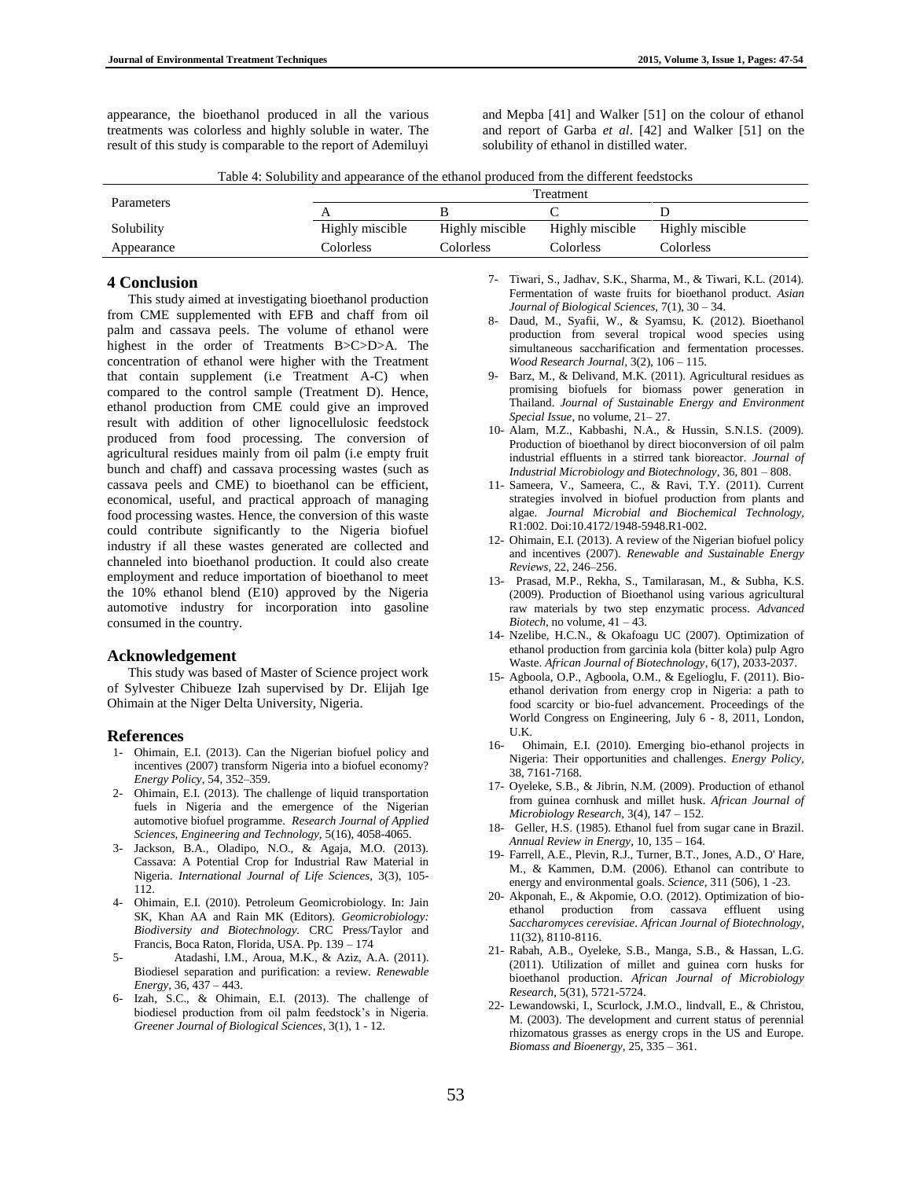appearance, the bioethanol produced in all the various treatments was colorless and highly soluble in water. The result of this study is comparable to the report of Ademiluyi and Mepba [41] and Walker [51] on the colour of ethanol and report of Garba *et al*. [42] and Walker [51] on the solubility of ethanol in distilled water.

Table 4: Solubility and appearance of the ethanol produced from the different feedstocks

| Parameters | Treatment | | | |
|---|---|---|---|---|
| | A | B | C | D |
| Solubility | Highly miscible | Highly miscible | Highly miscible | Highly miscible |
| Appearance | Colorless | Colorless | Colorless | Colorless |

## 4 Conclusion

This study aimed at investigating bioethanol production from CME supplemented with EFB and chaff from oil palm and cassava peels. The volume of ethanol were highest in the order of Treatments B>C>D>A. The concentration of ethanol were higher with the Treatment that contain supplement (i.e Treatment A-C) when compared to the control sample (Treatment D). Hence, ethanol production from CME could give an improved result with addition of other lignocellulosic feedstock produced from food processing. The conversion of agricultural residues mainly from oil palm (i.e empty fruit bunch and chaff) and cassava processing wastes (such as cassava peels and CME) to bioethanol can be efficient, economical, useful, and practical approach of managing food processing wastes. Hence, the conversion of this waste could contribute significantly to the Nigeria biofuel industry if all these wastes generated are collected and channeled into bioethanol production. It could also create employment and reduce importation of bioethanol to meet the 10% ethanol blend (E10) approved by the Nigeria automotive industry for incorporation into gasoline consumed in the country.

## Acknowledgement

This study was based of Master of Science project work of Sylvester Chibueze Izah supervised by Dr. Elijah Ige Ohimain at the Niger Delta University, Nigeria.

## References

1- Ohimain, E.I. (2013). Can the Nigerian biofuel policy and incentives (2007) transform Nigeria into a biofuel economy? *Energy Policy*, 54, 352–359.
2- Ohimain, E.I. (2013). The challenge of liquid transportation fuels in Nigeria and the emergence of the Nigerian automotive biofuel programme. *Research Journal of Applied Sciences, Engineering and Technology*, 5(16), 4058-4065.
3- Jackson, B.A., Oladipo, N.O., & Agaja, M.O. (2013). Cassava: A Potential Crop for Industrial Raw Material in Nigeria. *International Journal of Life Sciences*, 3(3), 105-112.
4- Ohimain, E.I. (2010). Petroleum Geomicrobiology. In: Jain SK, Khan AA and Rain MK (Editors). *Geomicrobiology: Biodiversity and Biotechnology*. CRC Press/Taylor and Francis, Boca Raton, Florida, USA. Pp. 139 – 174
5- Atadashi, I.M., Aroua, M.K., & Aziz, A.A. (2011). Biodiesel separation and purification: a review. *Renewable Energy*, 36, 437 – 443.
6- Izah, S.C., & Ohimain, E.I. (2013). The challenge of biodiesel production from oil palm feedstock's in Nigeria. *Greener Journal of Biological Sciences*, 3(1), 1 - 12.
7- Tiwari, S., Jadhav, S.K., Sharma, M., & Tiwari, K.L. (2014). Fermentation of waste fruits for bioethanol product. *Asian Journal of Biological Sciences*, 7(1), 30 – 34.
8- Daud, M., Syafii, W., & Syamsu, K. (2012). Bioethanol production from several tropical wood species using simultaneous saccharification and fermentation processes. *Wood Research Journal*, 3(2), 106 – 115.
9- Barz, M., & Delivand, M.K. (2011). Agricultural residues as promising biofuels for biomass power generation in Thailand. *Journal of Sustainable Energy and Environment Special Issue*, no volume, 21– 27.
10- Alam, M.Z., Kabbashi, N.A., & Hussin, S.N.I.S. (2009). Production of bioethanol by direct bioconversion of oil palm industrial effluents in a stirred tank bioreactor. *Journal of Industrial Microbiology and Biotechnology*, 36, 801 – 808.
11- Sameera, V., Sameera, C., & Ravi, T.Y. (2011). Current strategies involved in biofuel production from plants and algae. *Journal Microbial and Biochemical Technology*, R1:002. Doi:10.4172/1948-5948.R1-002.
12- Ohimain, E.I. (2013). A review of the Nigerian biofuel policy and incentives (2007). *Renewable and Sustainable Energy Reviews*, 22, 246–256.
13- Prasad, M.P., Rekha, S., Tamilarasan, M., & Subha, K.S. (2009). Production of Bioethanol using various agricultural raw materials by two step enzymatic process. *Advanced Biotech*, no volume, 41 – 43.
14- Nzelibe, H.C.N., & Okafoagu UC (2007). Optimization of ethanol production from garcinia kola (bitter kola) pulp Agro Waste. *African Journal of Biotechnology*, 6(17), 2033-2037.
15- Agboola, O.P., Agboola, O.M., & Egelioglu, F. (2011). Bio-ethanol derivation from energy crop in Nigeria: a path to food scarcity or bio-fuel advancement. Proceedings of the World Congress on Engineering, July 6 - 8, 2011, London, U.K.
16- Ohimain, E.I. (2010). Emerging bio-ethanol projects in Nigeria: Their opportunities and challenges. *Energy Policy*, 38, 7161-7168.
17- Oyeleke, S.B., & Jibrin, N.M. (2009). Production of ethanol from guinea cornhusk and millet husk. *African Journal of Microbiology Research*, 3(4), 147 – 152.
18- Geller, H.S. (1985). Ethanol fuel from sugar cane in Brazil. *Annual Review in Energy*, 10, 135 – 164.
19- Farrell, A.E., Plevin, R.J., Turner, B.T., Jones, A.D., O' Hare, M., & Kammen, D.M. (2006). Ethanol can contribute to energy and environmental goals. *Science*, 311 (506), 1 -23.
20- Akponah, E., & Akpomie, O.O. (2012). Optimization of bio-ethanol production from cassava effluent using *Saccharomyces cerevisiae*. *African Journal of Biotechnology*, 11(32), 8110-8116.
21- Rabah, A.B., Oyeleke, S.B., Manga, S.B., & Hassan, L.G. (2011). Utilization of millet and guinea corn husks for bioethanol production. *African Journal of Microbiology Research*, 5(31), 5721-5724.
22- Lewandowski, I., Scurlock, J.M.O., lindvall, E., & Christou, M. (2003). The development and current status of perennial rhizomatous grasses as energy crops in the US and Europe. *Biomass and Bioenergy*, 25, 335 – 361.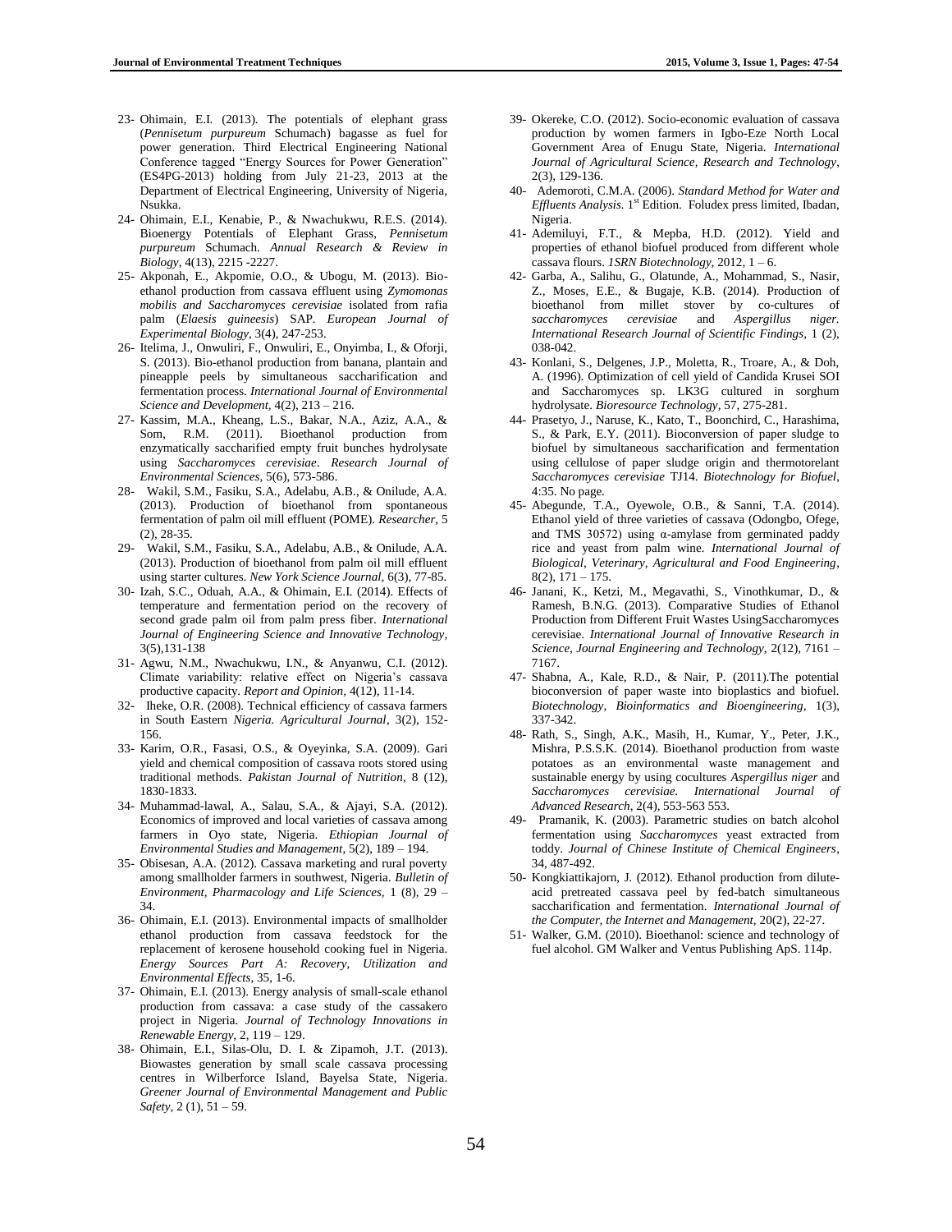23- Ohimain, E.I. (2013). The potentials of elephant grass (*Pennisetum purpureum* Schumach) bagasse as fuel for power generation. Third Electrical Engineering National Conference tagged "Energy Sources for Power Generation" (ES4PG-2013) holding from July 21-23, 2013 at the Department of Electrical Engineering, University of Nigeria, Nsukka.

24- Ohimain, E.I., Kenabie, P., & Nwachukwu, R.E.S. (2014). Bioenergy Potentials of Elephant Grass, *Pennisetum purpureum* Schumach. *Annual Research & Review in Biology*, 4(13), 2215 -2227.

25- Akponah, E., Akpomie, O.O., & Ubogu, M. (2013). Bio-ethanol production from cassava effluent using *Zymomonas mobilis and Saccharomyces cerevisiae* isolated from rafia palm (*Elaesis guineesis*) SAP. *European Journal of Experimental Biology*, 3(4), 247-253.

26- Itelima, J., Onwuliri, F., Onwuliri, E., Onyimba, I., & Oforji, S. (2013). Bio-ethanol production from banana, plantain and pineapple peels by simultaneous saccharification and fermentation process. *International Journal of Environmental Science and Development*, 4(2), 213 – 216.

27- Kassim, M.A., Kheang, L.S., Bakar, N.A., Aziz, A.A., & Som, R.M. (2011). Bioethanol production from enzymatically saccharified empty fruit bunches hydrolysate using *Saccharomyces cerevisiae*. *Research Journal of Environmental Sciences*, 5(6), 573-586.

28- Wakil, S.M., Fasiku, S.A., Adelabu, A.B., & Onilude, A.A. (2013). Production of bioethanol from spontaneous fermentation of palm oil mill effluent (POME). *Researcher*, 5 (2), 28-35.

29- Wakil, S.M., Fasiku, S.A., Adelabu, A.B., & Onilude, A.A. (2013). Production of bioethanol from palm oil mill effluent using starter cultures. *New York Science Journal*, 6(3), 77-85.

30- Izah, S.C., Oduah, A.A., & Ohimain, E.I. (2014). Effects of temperature and fermentation period on the recovery of second grade palm oil from palm press fiber. *International Journal of Engineering Science and Innovative Technology*, 3(5),131-138

31- Agwu, N.M., Nwachukwu, I.N., & Anyanwu, C.I. (2012). Climate variability: relative effect on Nigeria's cassava productive capacity. *Report and Opinion*, 4(12), 11-14.

32- Iheke, O.R. (2008). Technical efficiency of cassava farmers in South Eastern *Nigeria*. *Agricultural Journal*, 3(2), 152-156.

33- Karim, O.R., Fasasi, O.S., & Oyeyinka, S.A. (2009). Gari yield and chemical composition of cassava roots stored using traditional methods. *Pakistan Journal of Nutrition*, 8 (12), 1830-1833.

34- Muhammad-lawal, A., Salau, S.A., & Ajayi, S.A. (2012). Economics of improved and local varieties of cassava among farmers in Oyo state, Nigeria. *Ethiopian Journal of Environmental Studies and Management*, 5(2), 189 – 194.

35- Obisesan, A.A. (2012). Cassava marketing and rural poverty among smallholder farmers in southwest, Nigeria. *Bulletin of Environment, Pharmacology and Life Sciences*, 1 (8), 29 – 34.

36- Ohimain, E.I. (2013). Environmental impacts of smallholder ethanol production from cassava feedstock for the replacement of kerosene household cooking fuel in Nigeria. *Energy Sources Part A: Recovery, Utilization and Environmental Effects*, 35, 1-6.

37- Ohimain, E.I. (2013). Energy analysis of small-scale ethanol production from cassava: a case study of the cassakero project in Nigeria. *Journal of Technology Innovations in Renewable Energy*, 2, 119 – 129.

38- Ohimain, E.I., Silas-Olu, D. I. & Zipamoh, J.T. (2013). Biowastes generation by small scale cassava processing centres in Wilberforce Island, Bayelsa State, Nigeria. *Greener Journal of Environmental Management and Public Safety*, 2 (1), 51 – 59.

39- Okereke, C.O. (2012). Socio-economic evaluation of cassava production by women farmers in Igbo-Eze North Local Government Area of Enugu State, Nigeria. *International Journal of Agricultural Science, Research and Technology*, 2(3), 129-136.

40- Ademoroti, C.M.A. (2006). *Standard Method for Water and Effluents Analysis*. 1st Edition. Foludex press limited, Ibadan, Nigeria.

41- Ademiluyi, F.T., & Mepba, H.D. (2012). Yield and properties of ethanol biofuel produced from different whole cassava flours. *ISRN Biotechnology*, 2012, 1 – 6.

42- Garba, A., Salihu, G., Olatunde, A., Mohammad, S., Nasir, Z., Moses, E.E., & Bugaje, K.B. (2014). Production of bioethanol from millet stover by co-cultures of *saccharomyces cerevisiae* and *Aspergillus niger*. *International Research Journal of Scientific Findings*, 1 (2), 038-042.

43- Konlani, S., Delgenes, J.P., Moletta, R., Troare, A., & Doh, A. (1996). Optimization of cell yield of Candida Krusei SOI and Saccharomyces sp. LK3G cultured in sorghum hydrolysate. *Bioresource Technology*, 57, 275-281.

44- Prasetyo, J., Naruse, K., Kato, T., Boonchird, C., Harashima, S., & Park, E.Y. (2011). Bioconversion of paper sludge to biofuel by simultaneous saccharification and fermentation using cellulose of paper sludge origin and thermotorelant *Saccharomyces cerevisiae* TJ14. *Biotechnology for Biofuel*, 4:35. No page.

45- Abegunde, T.A., Oyewole, O.B., & Sanni, T.A. (2014). Ethanol yield of three varieties of cassava (Odongbo, Ofege, and TMS 30572) using α-amylase from germinated paddy rice and yeast from palm wine. *International Journal of Biological, Veterinary, Agricultural and Food Engineering*, 8(2), 171 – 175.

46- Janani, K., Ketzi, M., Megavathi, S., Vinothkumar, D., & Ramesh, B.N.G. (2013). Comparative Studies of Ethanol Production from Different Fruit Wastes UsingSaccharomyces cerevisiae. *International Journal of Innovative Research in Science, Journal Engineering and Technology*, 2(12), 7161 – 7167.

47- Shabna, A., Kale, R.D., & Nair, P. (2011).The potential bioconversion of paper waste into bioplastics and biofuel. *Biotechnology, Bioinformatics and Bioengineering*, 1(3), 337-342.

48- Rath, S., Singh, A.K., Masih, H., Kumar, Y., Peter, J.K., Mishra, P.S.S.K. (2014). Bioethanol production from waste potatoes as an environmental waste management and sustainable energy by using cocultures *Aspergillus niger* and *Saccharomyces cerevisiae*. *International Journal of Advanced Research*, 2(4), 553-563 553.

49- Pramanik, K. (2003). Parametric studies on batch alcohol fermentation using *Saccharomyces* yeast extracted from toddy. *Journal of Chinese Institute of Chemical Engineers*, 34, 487-492.

50- Kongkiattikajorn, J. (2012). Ethanol production from dilute-acid pretreated cassava peel by fed-batch simultaneous saccharification and fermentation. *International Journal of the Computer, the Internet and Management*, 20(2), 22-27.

51- Walker, G.M. (2010). Bioethanol: science and technology of fuel alcohol. GM Walker and Ventus Publishing ApS. 114p.